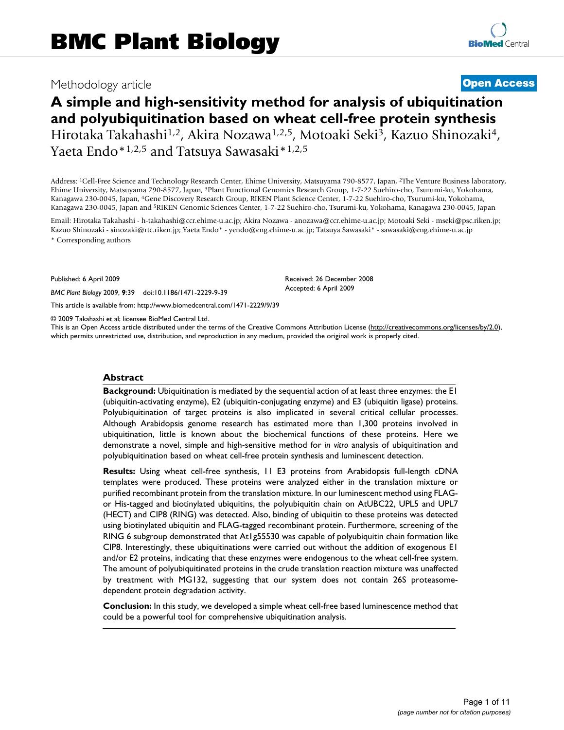# BMC Plant Biology

Methodology article

**Open Access**

# A simple and high-sensitivity method for analysis of ubiquitination and polyubiquitination based on wheat cell-free protein synthesis

Hirotaka Takahashi[1,2], Akira Nozawa[1,2,5], Motoaki Seki[3], Kazuo Shinozaki[4], Yaeta Endo*[1,2,5] and Tatsuya Sawasaki*[1,2,5]

Address: [1]Cell-Free Science and Technology Research Center, Ehime University, Matsuyama 790-8577, Japan, [2]The Venture Business laboratory, Ehime University, Matsuyama 790-8577, Japan, [3]Plant Functional Genomics Research Group, 1-7-22 Suehiro-cho, Tsurumi-ku, Yokohama, Kanagawa 230-0045, Japan, [4]Gene Discovery Research Group, RIKEN Plant Science Center, 1-7-22 Suehiro-cho, Tsurumi-ku, Yokohama, Kanagawa 230-0045, Japan and [5]RIKEN Genomic Sciences Center, 1-7-22 Suehiro-cho, Tsurumi-ku, Yokohama, Kanagawa 230-0045, Japan

Email: Hirotaka Takahashi - h-takahashi@ccr.ehime-u.ac.jp; Akira Nozawa - anozawa@ccr.ehime-u.ac.jp; Motoaki Seki - mseki@psc.riken.jp; Kazuo Shinozaki - sinozaki@rtc.riken.jp; Yaeta Endo* - yendo@eng.ehime-u.ac.jp; Tatsuya Sawasaki* - sawasaki@eng.ehime-u.ac.jp

\* Corresponding authors

Published: 6 April 2009

*BMC Plant Biology* 2009, **9**:39 doi:10.1186/1471-2229-9-39

Received: 26 December 2008
Accepted: 6 April 2009

This article is available from: http://www.biomedcentral.com/1471-2229/9/39

© 2009 Takahashi et al; licensee BioMed Central Ltd.
This is an Open Access article distributed under the terms of the Creative Commons Attribution License (http://creativecommons.org/licenses/by/2.0), which permits unrestricted use, distribution, and reproduction in any medium, provided the original work is properly cited.

## Abstract

**Background:** Ubiquitination is mediated by the sequential action of at least three enzymes: the E1 (ubiquitin-activating enzyme), E2 (ubiquitin-conjugating enzyme) and E3 (ubiquitin ligase) proteins. Polyubiquitination of target proteins is also implicated in several critical cellular processes. Although Arabidopsis genome research has estimated more than 1,300 proteins involved in ubiquitination, little is known about the biochemical functions of these proteins. Here we demonstrate a novel, simple and high-sensitive method for *in vitro* analysis of ubiquitination and polyubiquitination based on wheat cell-free protein synthesis and luminescent detection.

**Results:** Using wheat cell-free synthesis, 11 E3 proteins from Arabidopsis full-length cDNA templates were produced. These proteins were analyzed either in the translation mixture or purified recombinant protein from the translation mixture. In our luminescent method using FLAG- or His-tagged and biotinylated ubiquitins, the polyubiquitin chain on AtUBC22, UPL5 and UPL7 (HECT) and CIP8 (RING) was detected. Also, binding of ubiquitin to these proteins was detected using biotinylated ubiquitin and FLAG-tagged recombinant protein. Furthermore, screening of the RING 6 subgroup demonstrated that At1g55530 was capable of polyubiquitin chain formation like CIP8. Interestingly, these ubiquitinations were carried out without the addition of exogenous E1 and/or E2 proteins, indicating that these enzymes were endogenous to the wheat cell-free system. The amount of polyubiquitinated proteins in the crude translation reaction mixture was unaffected by treatment with MG132, suggesting that our system does not contain 26S proteasome-dependent protein degradation activity.

**Conclusion:** In this study, we developed a simple wheat cell-free based luminescence method that could be a powerful tool for comprehensive ubiquitination analysis.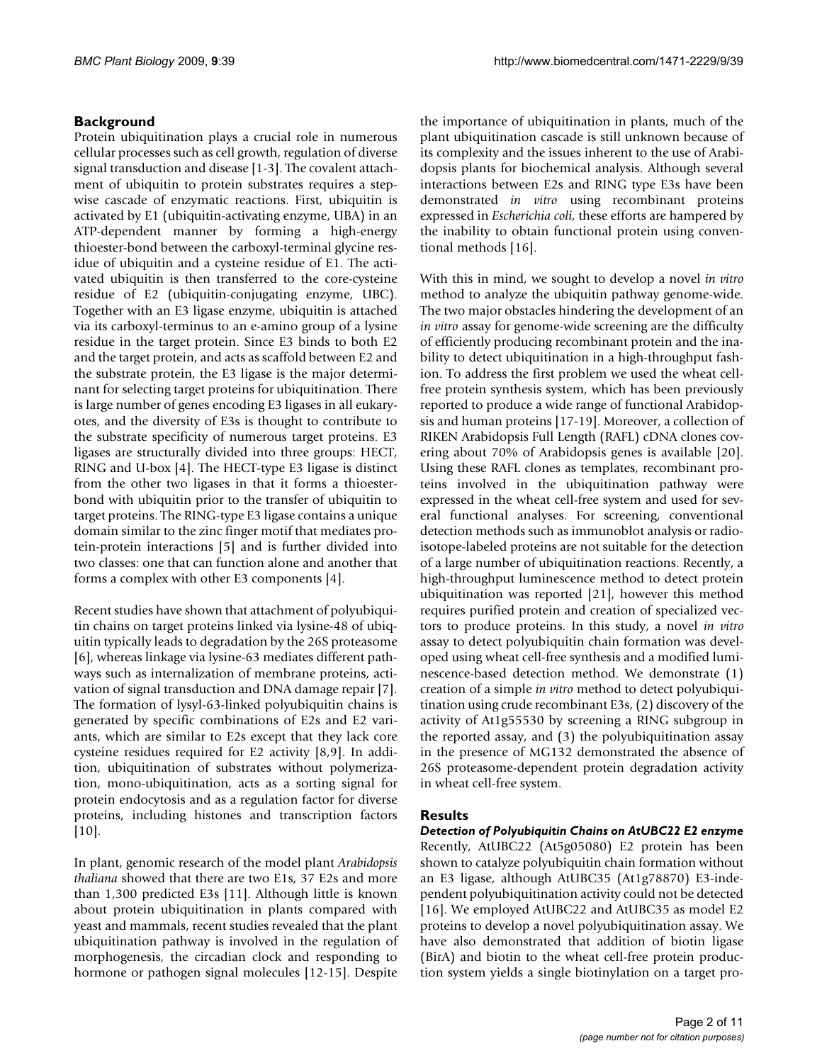## Background

Protein ubiquitination plays a crucial role in numerous cellular processes such as cell growth, regulation of diverse signal transduction and disease [1-3]. The covalent attachment of ubiquitin to protein substrates requires a stepwise cascade of enzymatic reactions. First, ubiquitin is activated by E1 (ubiquitin-activating enzyme, UBA) in an ATP-dependent manner by forming a high-energy thioester-bond between the carboxyl-terminal glycine residue of ubiquitin and a cysteine residue of E1. The activated ubiquitin is then transferred to the core-cysteine residue of E2 (ubiquitin-conjugating enzyme, UBC). Together with an E3 ligase enzyme, ubiquitin is attached via its carboxyl-terminus to an e-amino group of a lysine residue in the target protein. Since E3 binds to both E2 and the target protein, and acts as scaffold between E2 and the substrate protein, the E3 ligase is the major determinant for selecting target proteins for ubiquitination. There is large number of genes encoding E3 ligases in all eukaryotes, and the diversity of E3s is thought to contribute to the substrate specificity of numerous target proteins. E3 ligases are structurally divided into three groups: HECT, RING and U-box [4]. The HECT-type E3 ligase is distinct from the other two ligases in that it forms a thioester-bond with ubiquitin prior to the transfer of ubiquitin to target proteins. The RING-type E3 ligase contains a unique domain similar to the zinc finger motif that mediates protein-protein interactions [5] and is further divided into two classes: one that can function alone and another that forms a complex with other E3 components [4].

Recent studies have shown that attachment of polyubiquitin chains on target proteins linked via lysine-48 of ubiquitin typically leads to degradation by the 26S proteasome [6], whereas linkage via lysine-63 mediates different pathways such as internalization of membrane proteins, activation of signal transduction and DNA damage repair [7]. The formation of lysyl-63-linked polyubiquitin chains is generated by specific combinations of E2s and E2 variants, which are similar to E2s except that they lack core cysteine residues required for E2 activity [8,9]. In addition, ubiquitination of substrates without polymerization, mono-ubiquitination, acts as a sorting signal for protein endocytosis and as a regulation factor for diverse proteins, including histones and transcription factors [10].

In plant, genomic research of the model plant *Arabidopsis thaliana* showed that there are two E1s, 37 E2s and more than 1,300 predicted E3s [11]. Although little is known about protein ubiquitination in plants compared with yeast and mammals, recent studies revealed that the plant ubiquitination pathway is involved in the regulation of morphogenesis, the circadian clock and responding to hormone or pathogen signal molecules [12-15]. Despite the importance of ubiquitination in plants, much of the plant ubiquitination cascade is still unknown because of its complexity and the issues inherent to the use of Arabidopsis plants for biochemical analysis. Although several interactions between E2s and RING type E3s have been demonstrated *in vitro* using recombinant proteins expressed in *Escherichia coli*, these efforts are hampered by the inability to obtain functional protein using conventional methods [16].

With this in mind, we sought to develop a novel *in vitro* method to analyze the ubiquitin pathway genome-wide. The two major obstacles hindering the development of an *in vitro* assay for genome-wide screening are the difficulty of efficiently producing recombinant protein and the inability to detect ubiquitination in a high-throughput fashion. To address the first problem we used the wheat cell-free protein synthesis system, which has been previously reported to produce a wide range of functional Arabidopsis and human proteins [17-19]. Moreover, a collection of RIKEN Arabidopsis Full Length (RAFL) cDNA clones covering about 70% of Arabidopsis genes is available [20]. Using these RAFL clones as templates, recombinant proteins involved in the ubiquitination pathway were expressed in the wheat cell-free system and used for several functional analyses. For screening, conventional detection methods such as immunoblot analysis or radioisotope-labeled proteins are not suitable for the detection of a large number of ubiquitination reactions. Recently, a high-throughput luminescence method to detect protein ubiquitination was reported [21], however this method requires purified protein and creation of specialized vectors to produce proteins. In this study, a novel *in vitro* assay to detect polyubiquitin chain formation was developed using wheat cell-free synthesis and a modified luminescence-based detection method. We demonstrate (1) creation of a simple *in vitro* method to detect polyubiquitination using crude recombinant E3s, (2) discovery of the activity of At1g55530 by screening a RING subgroup in the reported assay, and (3) the polyubiquitination assay in the presence of MG132 demonstrated the absence of 26S proteasome-dependent protein degradation activity in wheat cell-free system.

## Results

### *Detection of Polyubiquitin Chains on AtUBC22 E2 enzyme*

Recently, AtUBC22 (At5g05080) E2 protein has been shown to catalyze polyubiquitin chain formation without an E3 ligase, although AtUBC35 (At1g78870) E3-independent polyubiquitination activity could not be detected [16]. We employed AtUBC22 and AtUBC35 as model E2 proteins to develop a novel polyubiquitination assay. We have also demonstrated that addition of biotin ligase (BirA) and biotin to the wheat cell-free protein production system yields a single biotinylation on a target pro-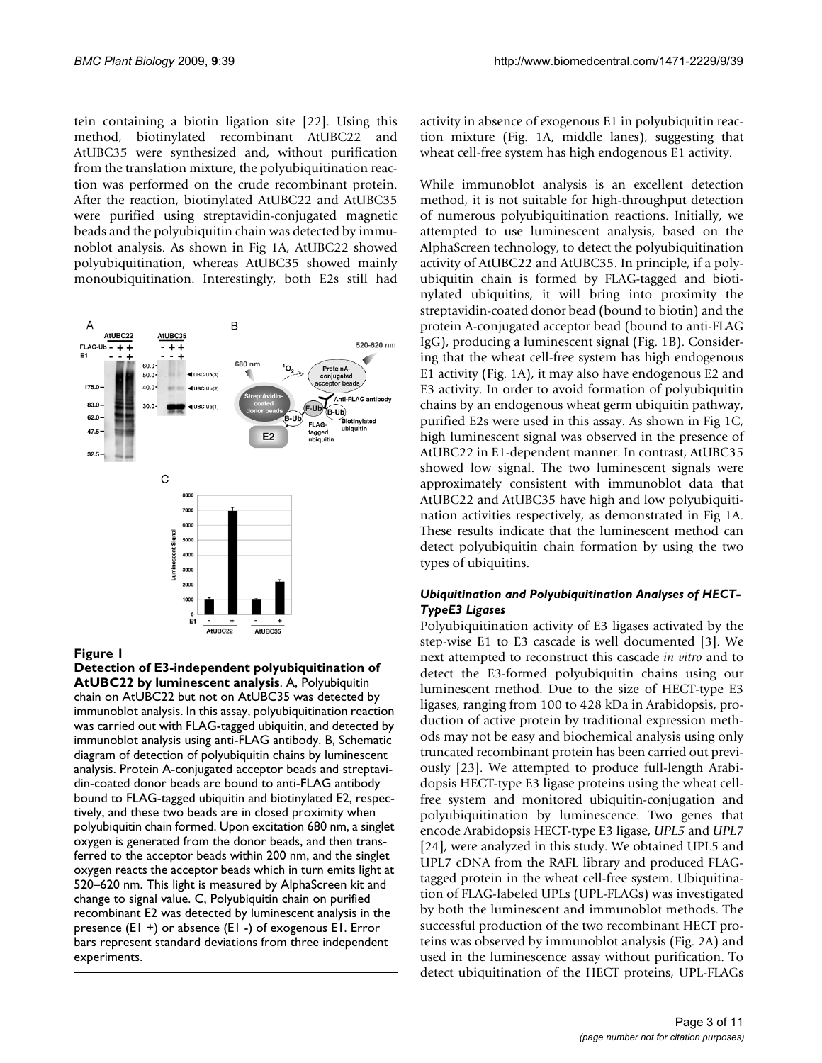tein containing a biotin ligation site [22]. Using this method, biotinylated recombinant AtUBC22 and AtUBC35 were synthesized and, without purification from the translation mixture, the polyubiquitination reaction was performed on the crude recombinant protein. After the reaction, biotinylated AtUBC22 and AtUBC35 were purified using streptavidin-conjugated magnetic beads and the polyubiquitin chain was detected by immunoblot analysis. As shown in Fig 1A, AtUBC22 showed polyubiquitination, whereas AtUBC35 showed mainly monoubiquitination. Interestingly, both E2s still had activity in absence of exogenous E1 in polyubiquitin reaction mixture (Fig. 1A, middle lanes), suggesting that wheat cell-free system has high endogenous E1 activity.

**Figure 1**

**Detection of E3-independent polyubiquitination of AtUBC22 by luminescent analysis**. A, Polyubiquitin chain on AtUBC22 but not on AtUBC35 was detected by immunoblot analysis. In this assay, polyubiquitination reaction was carried out with FLAG-tagged ubiquitin, and detected by immunoblot analysis using anti-FLAG antibody. B, Schematic diagram of detection of polyubiquitin chains by luminescent analysis. Protein A-conjugated acceptor beads and streptavidin-coated donor beads are bound to anti-FLAG antibody bound to FLAG-tagged ubiquitin and biotinylated E2, respectively, and these two beads are in closed proximity when polyubiquitin chain formed. Upon excitation 680 nm, a singlet oxygen is generated from the donor beads, and then transferred to the acceptor beads within 200 nm, and the singlet oxygen reacts the acceptor beads which in turn emits light at 520–620 nm. This light is measured by AlphaScreen kit and change to signal value. C, Polyubiquitin chain on purified recombinant E2 was detected by luminescent analysis in the presence (E1 +) or absence (E1 -) of exogenous E1. Error bars represent standard deviations from three independent experiments.

While immunoblot analysis is an excellent detection method, it is not suitable for high-throughput detection of numerous polyubiquitination reactions. Initially, we attempted to use luminescent analysis, based on the AlphaScreen technology, to detect the polyubiquitination activity of AtUBC22 and AtUBC35. In principle, if a polyubiquitin chain is formed by FLAG-tagged and biotinylated ubiquitins, it will bring into proximity the streptavidin-coated donor bead (bound to biotin) and the protein A-conjugated acceptor bead (bound to anti-FLAG IgG), producing a luminescent signal (Fig. 1B). Considering that the wheat cell-free system has high endogenous E1 activity (Fig. 1A), it may also have endogenous E2 and E3 activity. In order to avoid formation of polyubiquitin chains by an endogenous wheat germ ubiquitin pathway, purified E2s were used in this assay. As shown in Fig 1C, high luminescent signal was observed in the presence of AtUBC22 in E1-dependent manner. In contrast, AtUBC35 showed low signal. The two luminescent signals were approximately consistent with immunoblot data that AtUBC22 and AtUBC35 have high and low polyubiquitination activities respectively, as demonstrated in Fig 1A. These results indicate that the luminescent method can detect polyubiquitin chain formation by using the two types of ubiquitins.

### *Ubiquitination and Polyubiquitination Analyses of HECT-TypeE3 Ligases*

Polyubiquitination activity of E3 ligases activated by the step-wise E1 to E3 cascade is well documented [3]. We next attempted to reconstruct this cascade *in vitro* and to detect the E3-formed polyubiquitin chains using our luminescent method. Due to the size of HECT-type E3 ligases, ranging from 100 to 428 kDa in Arabidopsis, production of active protein by traditional expression methods may not be easy and biochemical analysis using only truncated recombinant protein has been carried out previously [23]. We attempted to produce full-length Arabidopsis HECT-type E3 ligase proteins using the wheat cell-free system and monitored ubiquitin-conjugation and polyubiquitination by luminescence. Two genes that encode Arabidopsis HECT-type E3 ligase, *UPL5* and *UPL7* [24], were analyzed in this study. We obtained UPL5 and UPL7 cDNA from the RAFL library and produced FLAG-tagged protein in the wheat cell-free system. Ubiquitination of FLAG-labeled UPLs (UPL-FLAGs) was investigated by both the luminescent and immunoblot methods. The successful production of the two recombinant HECT proteins was observed by immunoblot analysis (Fig. 2A) and used in the luminescence assay without purification. To detect ubiquitination of the HECT proteins, UPL-FLAGs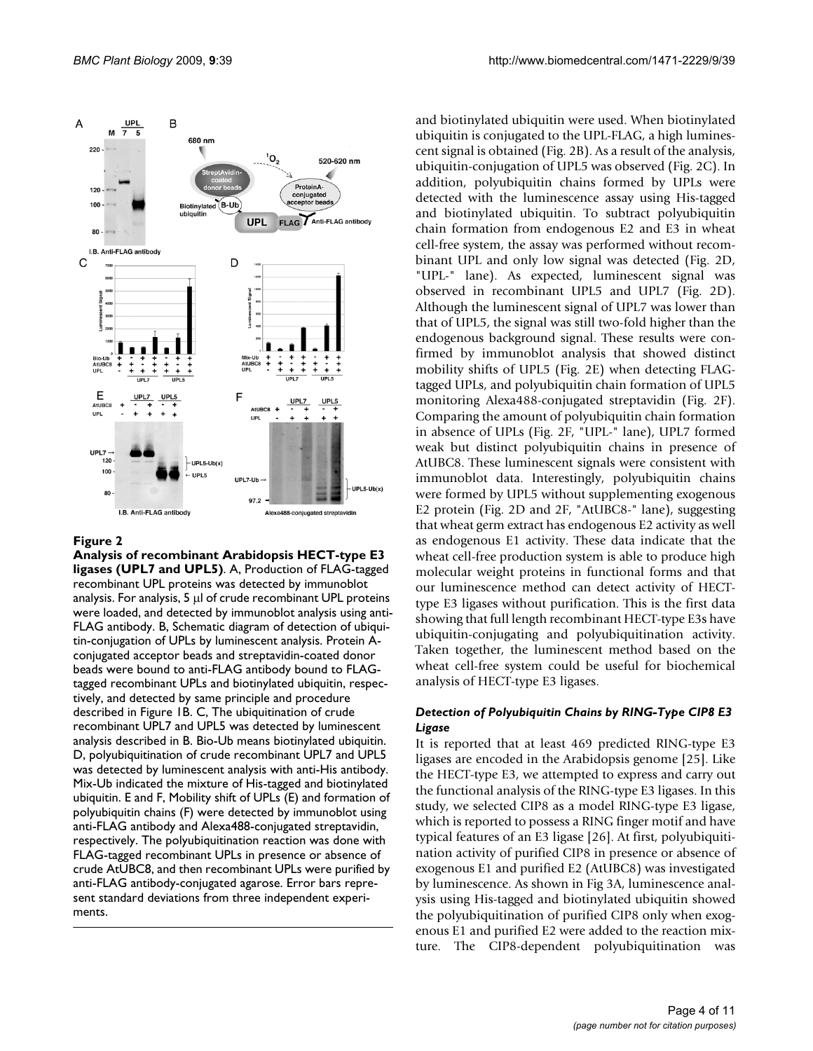**Figure 2**

**Analysis of recombinant Arabidopsis HECT-type E3 ligases (UPL7 and UPL5)**. A, Production of FLAG-tagged recombinant UPL proteins was detected by immunoblot analysis. For analysis, 5 μl of crude recombinant UPL proteins were loaded, and detected by immunoblot analysis using anti-FLAG antibody. B, Schematic diagram of detection of ubiquitin-conjugation of UPLs by luminescent analysis. Protein A-conjugated acceptor beads and streptavidin-coated donor beads were bound to anti-FLAG antibody bound to FLAG-tagged recombinant UPLs and biotinylated ubiquitin, respectively, and detected by same principle and procedure described in Figure 1B. C, The ubiquitination of crude recombinant UPL7 and UPL5 was detected by luminescent analysis described in B. Bio-Ub means biotinylated ubiquitin. D, polyubiquitination of crude recombinant UPL7 and UPL5 was detected by luminescent analysis with anti-His antibody. Mix-Ub indicated the mixture of His-tagged and biotinylated ubiquitin. E and F, Mobility shift of UPLs (E) and formation of polyubiquitin chains (F) were detected by immunoblot using anti-FLAG antibody and Alexa488-conjugated streptavidin, respectively. The polyubiquitination reaction was done with FLAG-tagged recombinant UPLs in presence or absence of crude AtUBC8, and then recombinant UPLs were purified by anti-FLAG antibody-conjugated agarose. Error bars represent standard deviations from three independent experiments.

and biotinylated ubiquitin were used. When biotinylated ubiquitin is conjugated to the UPL-FLAG, a high luminescent signal is obtained (Fig. 2B). As a result of the analysis, ubiquitin-conjugation of UPL5 was observed (Fig. 2C). In addition, polyubiquitin chains formed by UPLs were detected with the luminescence assay using His-tagged and biotinylated ubiquitin. To subtract polyubiquitin chain formation from endogenous E2 and E3 in wheat cell-free system, the assay was performed without recombinant UPL and only low signal was detected (Fig. 2D, "UPL-" lane). As expected, luminescent signal was observed in recombinant UPL5 and UPL7 (Fig. 2D). Although the luminescent signal of UPL7 was lower than that of UPL5, the signal was still two-fold higher than the endogenous background signal. These results were confirmed by immunoblot analysis that showed distinct mobility shifts of UPL5 (Fig. 2E) when detecting FLAG-tagged UPLs, and polyubiquitin chain formation of UPL5 monitoring Alexa488-conjugated streptavidin (Fig. 2F). Comparing the amount of polyubiquitin chain formation in absence of UPLs (Fig. 2F, "UPL-" lane), UPL7 formed weak but distinct polyubiquitin chains in presence of AtUBC8. These luminescent signals were consistent with immunoblot data. Interestingly, polyubiquitin chains were formed by UPL5 without supplementing exogenous E2 protein (Fig. 2D and 2F, "AtUBC8-" lane), suggesting that wheat germ extract has endogenous E2 activity as well as endogenous E1 activity. These data indicate that the wheat cell-free production system is able to produce high molecular weight proteins in functional forms and that our luminescence method can detect activity of HECT-type E3 ligases without purification. This is the first data showing that full length recombinant HECT-type E3s have ubiquitin-conjugating and polyubiquitination activity. Taken together, the luminescent method based on the wheat cell-free system could be useful for biochemical analysis of HECT-type E3 ligases.

### *Detection of Polyubiquitin Chains by RING-Type CIP8 E3 Ligase*

It is reported that at least 469 predicted RING-type E3 ligases are encoded in the Arabidopsis genome [25]. Like the HECT-type E3, we attempted to express and carry out the functional analysis of the RING-type E3 ligases. In this study, we selected CIP8 as a model RING-type E3 ligase, which is reported to possess a RING finger motif and have typical features of an E3 ligase [26]. At first, polyubiquitination activity of purified CIP8 in presence or absence of exogenous E1 and purified E2 (AtUBC8) was investigated by luminescence. As shown in Fig 3A, luminescence analysis using His-tagged and biotinylated ubiquitin showed the polyubiquitination of purified CIP8 only when exogenous E1 and purified E2 were added to the reaction mixture. The CIP8-dependent polyubiquitination was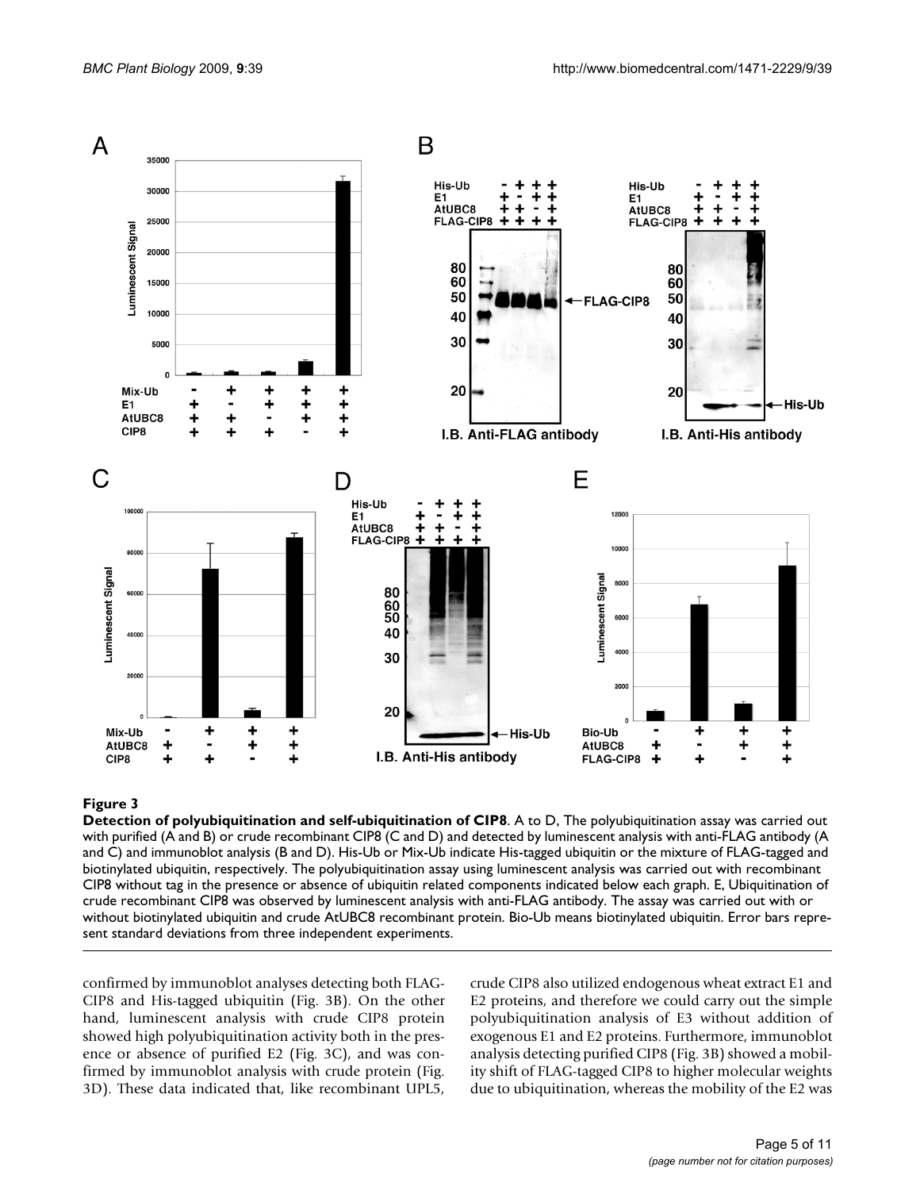**Figure 3**

**Detection of polyubiquitination and self-ubiquitination of CIP8**. A to D, The polyubiquitination assay was carried out with purified (A and B) or crude recombinant CIP8 (C and D) and detected by luminescent analysis with anti-FLAG antibody (A and C) and immunoblot analysis (B and D). His-Ub or Mix-Ub indicate His-tagged ubiquitin or the mixture of FLAG-tagged and biotinylated ubiquitin, respectively. The polyubiquitination assay using luminescent analysis was carried out with recombinant CIP8 without tag in the presence or absence of ubiquitin related components indicated below each graph. E, Ubiquitination of crude recombinant CIP8 was observed by luminescent analysis with anti-FLAG antibody. The assay was carried out with or without biotinylated ubiquitin and crude AtUBC8 recombinant protein. Bio-Ub means biotinylated ubiquitin. Error bars represent standard deviations from three independent experiments.

confirmed by immunoblot analyses detecting both FLAG-CIP8 and His-tagged ubiquitin (Fig. 3B). On the other hand, luminescent analysis with crude CIP8 protein showed high polyubiquitination activity both in the presence or absence of purified E2 (Fig. 3C), and was confirmed by immunoblot analysis with crude protein (Fig. 3D). These data indicated that, like recombinant UPL5, crude CIP8 also utilized endogenous wheat extract E1 and E2 proteins, and therefore we could carry out the simple polyubiquitination analysis of E3 without addition of exogenous E1 and E2 proteins. Furthermore, immunoblot analysis detecting purified CIP8 (Fig. 3B) showed a mobility shift of FLAG-tagged CIP8 to higher molecular weights due to ubiquitination, whereas the mobility of the E2 was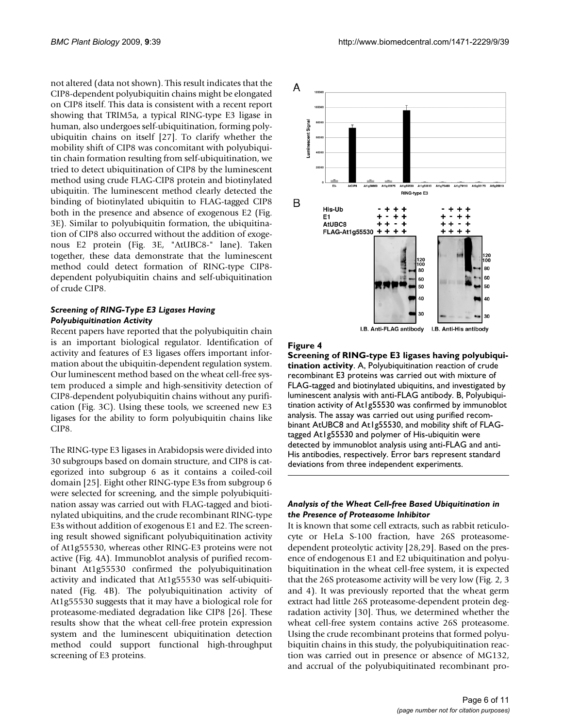not altered (data not shown). This result indicates that the CIP8-dependent polyubiquitin chains might be elongated on CIP8 itself. This data is consistent with a recent report showing that TRIM5a, a typical RING-type E3 ligase in human, also undergoes self-ubiquitination, forming polyubiquitin chains on itself [27]. To clarify whether the mobility shift of CIP8 was concomitant with polyubiquitin chain formation resulting from self-ubiquitination, we tried to detect ubiquitination of CIP8 by the luminescent method using crude FLAG-CIP8 protein and biotinylated ubiquitin. The luminescent method clearly detected the binding of biotinylated ubiquitin to FLAG-tagged CIP8 both in the presence and absence of exogenous E2 (Fig. 3E). Similar to polyubiquitin formation, the ubiquitination of CIP8 also occurred without the addition of exogenous E2 protein (Fig. 3E, "AtUBC8-" lane). Taken together, these data demonstrate that the luminescent method could detect formation of RING-type CIP8-dependent polyubiquitin chains and self-ubiquitination of crude CIP8.

### *Screening of RING-Type E3 Ligases Having Polyubiquitination Activity*

Recent papers have reported that the polyubiquitin chain is an important biological regulator. Identification of activity and features of E3 ligases offers important information about the ubiquitin-dependent regulation system. Our luminescent method based on the wheat cell-free system produced a simple and high-sensitivity detection of CIP8-dependent polyubiquitin chains without any purification (Fig. 3C). Using these tools, we screened new E3 ligases for the ability to form polyubiquitin chains like CIP8.

The RING-type E3 ligases in Arabidopsis were divided into 30 subgroups based on domain structure, and CIP8 is categorized into subgroup 6 as it contains a coiled-coil domain [25]. Eight other RING-type E3s from subgroup 6 were selected for screening, and the simple polyubiquitination assay was carried out with FLAG-tagged and biotinylated ubiquitins, and the crude recombinant RING-type E3s without addition of exogenous E1 and E2. The screening result showed significant polyubiquitination activity of At1g55530, whereas other RING-E3 proteins were not active (Fig. 4A). Immunoblot analysis of purified recombinant At1g55530 confirmed the polyubiquitination activity and indicated that At1g55530 was self-ubiquitinated (Fig. 4B). The polyubiquitination activity of At1g55530 suggests that it may have a biological role for proteasome-mediated degradation like CIP8 [26]. These results show that the wheat cell-free protein expression system and the luminescent ubiquitination detection method could support functional high-throughput screening of E3 proteins.

**Figure 4**

**Screening of RING-type E3 ligases having polyubiquitination activity**. A, Polyubiquitination reaction of crude recombinant E3 proteins was carried out with mixture of FLAG-tagged and biotinylated ubiquitins, and investigated by luminescent analysis with anti-FLAG antibody. B, Polyubiquitination activity of At1g55530 was confirmed by immunoblot analysis. The assay was carried out using purified recombinant AtUBC8 and At1g55530, and mobility shift of FLAG-tagged At1g55530 and polymer of His-ubiquitin were detected by immunoblot analysis using anti-FLAG and anti-His antibodies, respectively. Error bars represent standard deviations from three independent experiments.

### *Analysis of the Wheat Cell-free Based Ubiquitination in the Presence of Proteasome Inhibitor*

It is known that some cell extracts, such as rabbit reticulocyte or HeLa S-100 fraction, have 26S proteasome-dependent proteolytic activity [28,29]. Based on the presence of endogenous E1 and E2 ubiquitination and polyubiquitination in the wheat cell-free system, it is expected that the 26S proteasome activity will be very low (Fig. 2, 3 and 4). It was previously reported that the wheat germ extract had little 26S proteasome-dependent protein degradation activity [30]. Thus, we determined whether the wheat cell-free system contains active 26S proteasome. Using the crude recombinant proteins that formed polyubiquitin chains in this study, the polyubiquitination reaction was carried out in presence or absence of MG132, and accrual of the polyubiquitinated recombinant pro-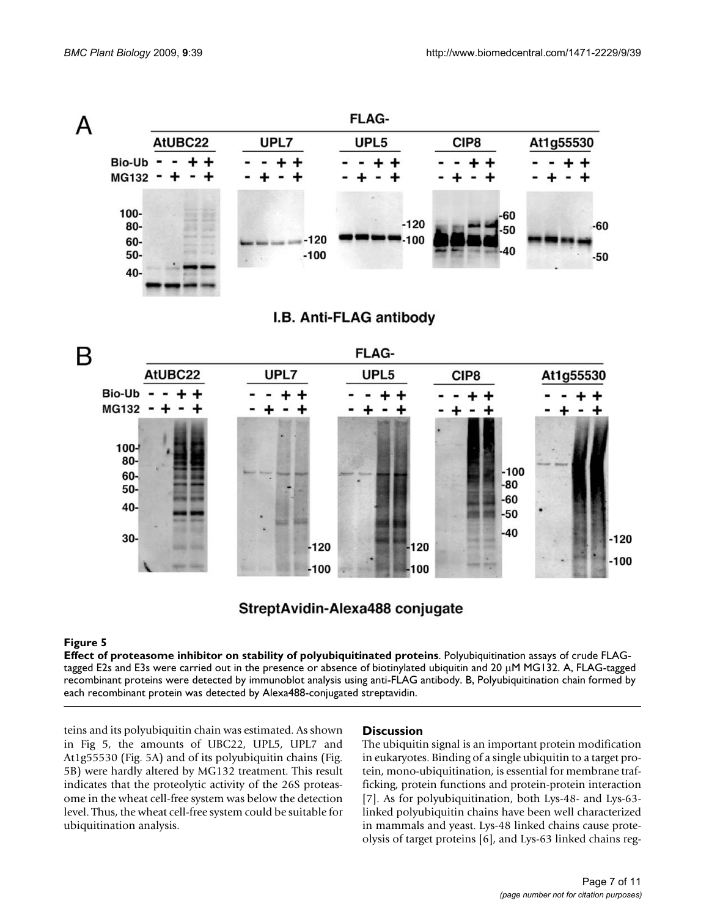**Figure 5**

**Effect of proteasome inhibitor on stability of polyubiquitinated proteins**. Polyubiquitination assays of crude FLAG-tagged E2s and E3s were carried out in the presence or absence of biotinylated ubiquitin and 20 μM MG132. A, FLAG-tagged recombinant proteins were detected by immunoblot analysis using anti-FLAG antibody. B, Polyubiquitination chain formed by each recombinant protein was detected by Alexa488-conjugated streptavidin.

teins and its polyubiquitin chain was estimated. As shown in Fig 5, the amounts of UBC22, UPL5, UPL7 and At1g55530 (Fig. 5A) and of its polyubiquitin chains (Fig. 5B) were hardly altered by MG132 treatment. This result indicates that the proteolytic activity of the 26S proteasome in the wheat cell-free system was below the detection level. Thus, the wheat cell-free system could be suitable for ubiquitination analysis.

## Discussion

The ubiquitin signal is an important protein modification in eukaryotes. Binding of a single ubiquitin to a target protein, mono-ubiquitination, is essential for membrane trafficking, protein functions and protein-protein interaction [7]. As for polyubiquitination, both Lys-48- and Lys-63-linked polyubiquitin chains have been well characterized in mammals and yeast. Lys-48 linked chains cause proteolysis of target proteins [6], and Lys-63 linked chains reg-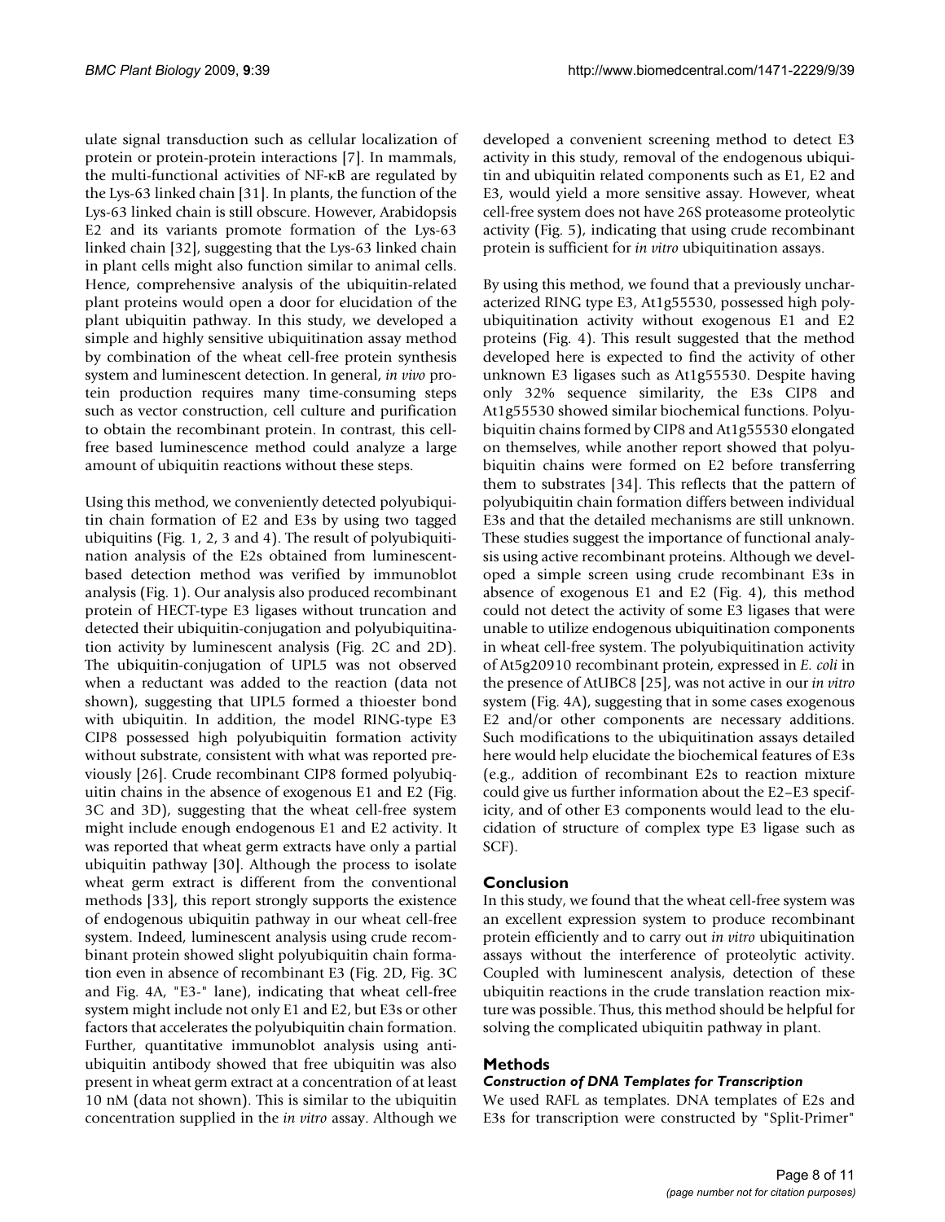ulate signal transduction such as cellular localization of protein or protein-protein interactions [7]. In mammals, the multi-functional activities of NF-κB are regulated by the Lys-63 linked chain [31]. In plants, the function of the Lys-63 linked chain is still obscure. However, Arabidopsis E2 and its variants promote formation of the Lys-63 linked chain [32], suggesting that the Lys-63 linked chain in plant cells might also function similar to animal cells. Hence, comprehensive analysis of the ubiquitin-related plant proteins would open a door for elucidation of the plant ubiquitin pathway. In this study, we developed a simple and highly sensitive ubiquitination assay method by combination of the wheat cell-free protein synthesis system and luminescent detection. In general, *in vivo* protein production requires many time-consuming steps such as vector construction, cell culture and purification to obtain the recombinant protein. In contrast, this cell-free based luminescence method could analyze a large amount of ubiquitin reactions without these steps.

Using this method, we conveniently detected polyubiquitin chain formation of E2 and E3s by using two tagged ubiquitins (Fig. 1, 2, 3 and 4). The result of polyubiquitination analysis of the E2s obtained from luminescent-based detection method was verified by immunoblot analysis (Fig. 1). Our analysis also produced recombinant protein of HECT-type E3 ligases without truncation and detected their ubiquitin-conjugation and polyubiquitination activity by luminescent analysis (Fig. 2C and 2D). The ubiquitin-conjugation of UPL5 was not observed when a reductant was added to the reaction (data not shown), suggesting that UPL5 formed a thioester bond with ubiquitin. In addition, the model RING-type E3 CIP8 possessed high polyubiquitin formation activity without substrate, consistent with what was reported previously [26]. Crude recombinant CIP8 formed polyubiquitin chains in the absence of exogenous E1 and E2 (Fig. 3C and 3D), suggesting that the wheat cell-free system might include enough endogenous E1 and E2 activity. It was reported that wheat germ extracts have only a partial ubiquitin pathway [30]. Although the process to isolate wheat germ extract is different from the conventional methods [33], this report strongly supports the existence of endogenous ubiquitin pathway in our wheat cell-free system. Indeed, luminescent analysis using crude recombinant protein showed slight polyubiquitin chain formation even in absence of recombinant E3 (Fig. 2D, Fig. 3C and Fig. 4A, "E3-" lane), indicating that wheat cell-free system might include not only E1 and E2, but E3s or other factors that accelerates the polyubiquitin chain formation. Further, quantitative immunoblot analysis using anti-ubiquitin antibody showed that free ubiquitin was also present in wheat germ extract at a concentration of at least 10 nM (data not shown). This is similar to the ubiquitin concentration supplied in the *in vitro* assay. Although we developed a convenient screening method to detect E3 activity in this study, removal of the endogenous ubiquitin and ubiquitin related components such as E1, E2 and E3, would yield a more sensitive assay. However, wheat cell-free system does not have 26S proteasome proteolytic activity (Fig. 5), indicating that using crude recombinant protein is sufficient for *in vitro* ubiquitination assays.

By using this method, we found that a previously uncharacterized RING type E3, At1g55530, possessed high polyubiquitination activity without exogenous E1 and E2 proteins (Fig. 4). This result suggested that the method developed here is expected to find the activity of other unknown E3 ligases such as At1g55530. Despite having only 32% sequence similarity, the E3s CIP8 and At1g55530 showed similar biochemical functions. Polyubiquitin chains formed by CIP8 and At1g55530 elongated on themselves, while another report showed that polyubiquitin chains were formed on E2 before transferring them to substrates [34]. This reflects that the pattern of polyubiquitin chain formation differs between individual E3s and that the detailed mechanisms are still unknown. These studies suggest the importance of functional analysis using active recombinant proteins. Although we developed a simple screen using crude recombinant E3s in absence of exogenous E1 and E2 (Fig. 4), this method could not detect the activity of some E3 ligases that were unable to utilize endogenous ubiquitination components in wheat cell-free system. The polyubiquitination activity of At5g20910 recombinant protein, expressed in *E. coli* in the presence of AtUBC8 [25], was not active in our *in vitro* system (Fig. 4A), suggesting that in some cases exogenous E2 and/or other components are necessary additions. Such modifications to the ubiquitination assays detailed here would help elucidate the biochemical features of E3s (e.g., addition of recombinant E2s to reaction mixture could give us further information about the E2–E3 specificity, and of other E3 components would lead to the elucidation of structure of complex type E3 ligase such as SCF).

## Conclusion

In this study, we found that the wheat cell-free system was an excellent expression system to produce recombinant protein efficiently and to carry out *in vitro* ubiquitination assays without the interference of proteolytic activity. Coupled with luminescent analysis, detection of these ubiquitin reactions in the crude translation reaction mixture was possible. Thus, this method should be helpful for solving the complicated ubiquitin pathway in plant.

## Methods

### *Construction of DNA Templates for Transcription*

We used RAFL as templates. DNA templates of E2s and E3s for transcription were constructed by "Split-Primer"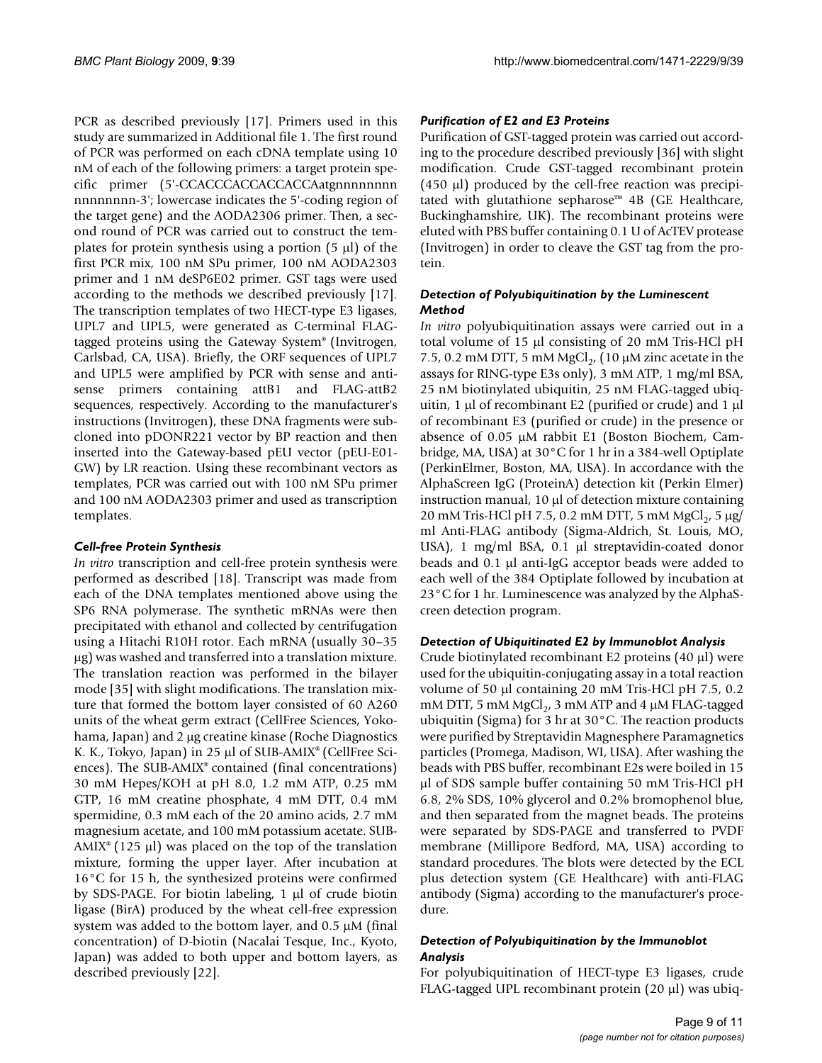PCR as described previously [17]. Primers used in this study are summarized in Additional file 1. The first round of PCR was performed on each cDNA template using 10 nM of each of the following primers: a target protein specific primer (5'-CCACCCACCACCACCAatgnnnnnnnn nnnnnnnn-3'; lowercase indicates the 5'-coding region of the target gene) and the AODA2306 primer. Then, a second round of PCR was carried out to construct the templates for protein synthesis using a portion (5 μl) of the first PCR mix, 100 nM SPu primer, 100 nM AODA2303 primer and 1 nM deSP6E02 primer. GST tags were used according to the methods we described previously [17]. The transcription templates of two HECT-type E3 ligases, UPL7 and UPL5, were generated as C-terminal FLAG-tagged proteins using the Gateway System® (Invitrogen, Carlsbad, CA, USA). Briefly, the ORF sequences of UPL7 and UPL5 were amplified by PCR with sense and antisense primers containing attB1 and FLAG-attB2 sequences, respectively. According to the manufacturer's instructions (Invitrogen), these DNA fragments were subcloned into pDONR221 vector by BP reaction and then inserted into the Gateway-based pEU vector (pEU-E01-GW) by LR reaction. Using these recombinant vectors as templates, PCR was carried out with 100 nM SPu primer and 100 nM AODA2303 primer and used as transcription templates.

### *Cell-free Protein Synthesis*

*In vitro* transcription and cell-free protein synthesis were performed as described [18]. Transcript was made from each of the DNA templates mentioned above using the SP6 RNA polymerase. The synthetic mRNAs were then precipitated with ethanol and collected by centrifugation using a Hitachi R10H rotor. Each mRNA (usually 30–35 μg) was washed and transferred into a translation mixture. The translation reaction was performed in the bilayer mode [35] with slight modifications. The translation mixture that formed the bottom layer consisted of 60 A260 units of the wheat germ extract (CellFree Sciences, Yokohama, Japan) and 2 μg creatine kinase (Roche Diagnostics K. K., Tokyo, Japan) in 25 μl of SUB-AMIX® (CellFree Sciences). The SUB-AMIX® contained (final concentrations) 30 mM Hepes/KOH at pH 8.0, 1.2 mM ATP, 0.25 mM GTP, 16 mM creatine phosphate, 4 mM DTT, 0.4 mM spermidine, 0.3 mM each of the 20 amino acids, 2.7 mM magnesium acetate, and 100 mM potassium acetate. SUB-AMIX® (125 μl) was placed on the top of the translation mixture, forming the upper layer. After incubation at 16°C for 15 h, the synthesized proteins were confirmed by SDS-PAGE. For biotin labeling, 1 μl of crude biotin ligase (BirA) produced by the wheat cell-free expression system was added to the bottom layer, and 0.5 μM (final concentration) of D-biotin (Nacalai Tesque, Inc., Kyoto, Japan) was added to both upper and bottom layers, as described previously [22].

### *Purification of E2 and E3 Proteins*

Purification of GST-tagged protein was carried out according to the procedure described previously [36] with slight modification. Crude GST-tagged recombinant protein (450 μl) produced by the cell-free reaction was precipitated with glutathione sepharose™ 4B (GE Healthcare, Buckinghamshire, UK). The recombinant proteins were eluted with PBS buffer containing 0.1 U of AcTEV protease (Invitrogen) in order to cleave the GST tag from the protein.

### *Detection of Polyubiquitination by the Luminescent Method*

*In vitro* polyubiquitination assays were carried out in a total volume of 15 μl consisting of 20 mM Tris-HCl pH 7.5, 0.2 mM DTT, 5 mM $MgCl_2$, (10 μM zinc acetate in the assays for RING-type E3s only), 3 mM ATP, 1 mg/ml BSA, 25 nM biotinylated ubiquitin, 25 nM FLAG-tagged ubiquitin, 1 μl of recombinant E2 (purified or crude) and 1 μl of recombinant E3 (purified or crude) in the presence or absence of 0.05 μM rabbit E1 (Boston Biochem, Cambridge, MA, USA) at 30°C for 1 hr in a 384-well Optiplate (PerkinElmer, Boston, MA, USA). In accordance with the AlphaScreen IgG (ProteinA) detection kit (Perkin Elmer) instruction manual, 10 μl of detection mixture containing 20 mM Tris-HCl pH 7.5, 0.2 mM DTT, 5 mM $MgCl_2$, 5 μg/ml Anti-FLAG antibody (Sigma-Aldrich, St. Louis, MO, USA), 1 mg/ml BSA, 0.1 μl streptavidin-coated donor beads and 0.1 μl anti-IgG acceptor beads were added to each well of the 384 Optiplate followed by incubation at 23°C for 1 hr. Luminescence was analyzed by the AlphaScreen detection program.

### *Detection of Ubiquitinated E2 by Immunoblot Analysis*

Crude biotinylated recombinant E2 proteins (40 μl) were used for the ubiquitin-conjugating assay in a total reaction volume of 50 μl containing 20 mM Tris-HCl pH 7.5, 0.2 mM DTT, 5 mM $MgCl_2$, 3 mM ATP and 4 μM FLAG-tagged ubiquitin (Sigma) for 3 hr at 30°C. The reaction products were purified by Streptavidin Magnesphere Paramagnetics particles (Promega, Madison, WI, USA). After washing the beads with PBS buffer, recombinant E2s were boiled in 15 μl of SDS sample buffer containing 50 mM Tris-HCl pH 6.8, 2% SDS, 10% glycerol and 0.2% bromophenol blue, and then separated from the magnet beads. The proteins were separated by SDS-PAGE and transferred to PVDF membrane (Millipore Bedford, MA, USA) according to standard procedures. The blots were detected by the ECL plus detection system (GE Healthcare) with anti-FLAG antibody (Sigma) according to the manufacturer's procedure.

### *Detection of Polyubiquitination by the Immunoblot Analysis*

For polyubiquitination of HECT-type E3 ligases, crude FLAG-tagged UPL recombinant protein (20 μl) was ubiq-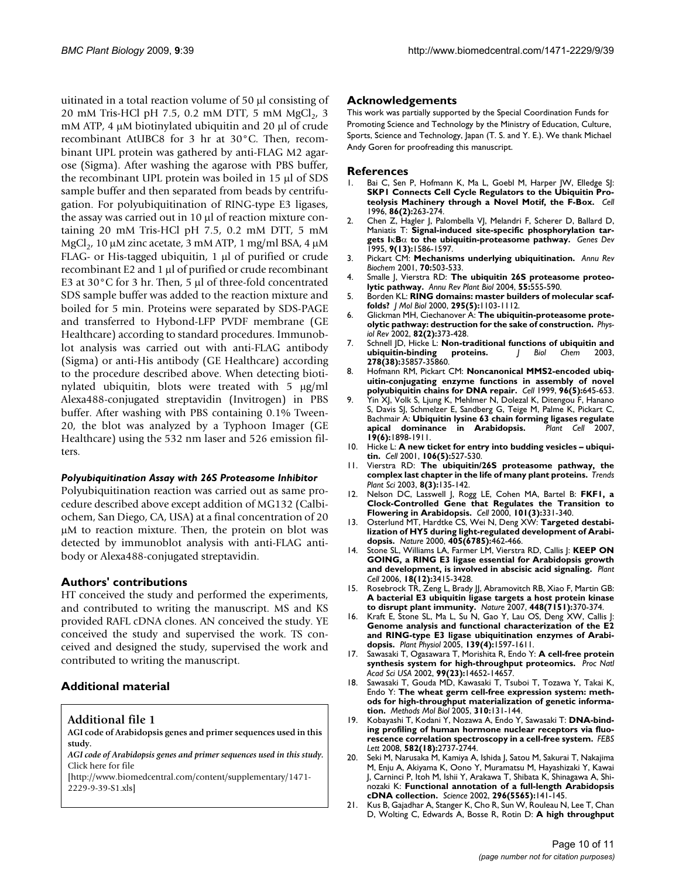uitinated in a total reaction volume of 50 μl consisting of 20 mM Tris-HCl pH 7.5, 0.2 mM DTT, 5 mM $MgCl_2$, 3 mM ATP, 4 μM biotinylated ubiquitin and 20 μl of crude recombinant AtUBC8 for 3 hr at 30°C. Then, recombinant UPL protein was gathered by anti-FLAG M2 agarose (Sigma). After washing the agarose with PBS buffer, the recombinant UPL protein was boiled in 15 μl of SDS sample buffer and then separated from beads by centrifugation. For polyubiquitination of RING-type E3 ligases, the assay was carried out in 10 μl of reaction mixture containing 20 mM Tris-HCl pH 7.5, 0.2 mM DTT, 5 mM $MgCl_2$, 10 μM zinc acetate, 3 mM ATP, 1 mg/ml BSA, 4 μM FLAG- or His-tagged ubiquitin, 1 μl of purified or crude recombinant E2 and 1 μl of purified or crude recombinant E3 at 30°C for 3 hr. Then, 5 μl of three-fold concentrated SDS sample buffer was added to the reaction mixture and boiled for 5 min. Proteins were separated by SDS-PAGE and transferred to Hybond-LFP PVDF membrane (GE Healthcare) according to standard procedures. Immunoblot analysis was carried out with anti-FLAG antibody (Sigma) or anti-His antibody (GE Healthcare) according to the procedure described above. When detecting biotinylated ubiquitin, blots were treated with 5 μg/ml Alexa488-conjugated streptavidin (Invitrogen) in PBS buffer. After washing with PBS containing 0.1% Tween-20, the blot was analyzed by a Typhoon Imager (GE Healthcare) using the 532 nm laser and 526 emission filters.

#### *Polyubiquitination Assay with 26S Proteasome Inhibitor*

Polyubiquitination reaction was carried out as same procedure described above except addition of MG132 (Calbiochem, San Diego, CA, USA) at a final concentration of 20 μM to reaction mixture. Then, the protein on blot was detected by immunoblot analysis with anti-FLAG antibody or Alexa488-conjugated streptavidin.

## Authors' contributions

HT conceived the study and performed the experiments, and contributed to writing the manuscript. MS and KS provided RAFL cDNA clones. AN conceived the study. YE conceived the study and supervised the work. TS conceived and designed the study, supervised the work and contributed to writing the manuscript.

## Additional material

**Additional file 1**

**AGI code of Arabidopsis genes and primer sequences used in this study.**

*AGI code of Arabidopsis genes and primer sequences used in this study.*
Click here for file
[http://www.biomedcentral.com/content/supplementary/1471-2229-9-39-S1.xls]

## Acknowledgements

This work was partially supported by the Special Coordination Funds for Promoting Science and Technology by the Ministry of Education, Culture, Sports, Science and Technology, Japan (T. S. and Y. E.). We thank Michael Andy Goren for proofreading this manuscript.

## References

1. Bai C, Sen P, Hofmann K, Ma L, Goebl M, Harper JW, Elledge SJ: **SKP1 Connects Cell Cycle Regulators to the Ubiquitin Proteolysis Machinery through a Novel Motif, the F-Box.** *Cell* 1996, **86(2):**263-274.
2. Chen Z, Hagler J, Palombella VJ, Melandri F, Scherer D, Ballard D, Maniatis T: **Signal-induced site-specific phosphorylation targets IκBα to the ubiquitin-proteasome pathway.** *Genes Dev* 1995, **9(13):**1586-1597.
3. Pickart CM: **Mechanisms underlying ubiquitination.** *Annu Rev Biochem* 2001, **70:**503-533.
4. Smalle J, Vierstra RD: **The ubiquitin 26S proteasome proteolytic pathway.** *Annu Rev Plant Biol* 2004, **55:**555-590.
5. Borden KL: **RING domains: master builders of molecular scaffolds?** *J Mol Biol* 2000, **295(5):**1103-1112.
6. Glickman MH, Ciechanover A: **The ubiquitin-proteasome proteolytic pathway: destruction for the sake of construction.** *Physiol Rev* 2002, **82(2):**373-428.
7. Schnell JD, Hicke L: **Non-traditional functions of ubiquitin and ubiquitin-binding proteins.** *J Biol Chem* 2003, **278(38):**35857-35860.
8. Hofmann RM, Pickart CM: **Noncanonical MMS2-encoded ubiquitin-conjugating enzyme functions in assembly of novel polyubiquitin chains for DNA repair.** *Cell* 1999, **96(5):**645-653.
9. Yin XJ, Volk S, Ljung K, Mehlmer N, Dolezal K, Ditengou F, Hanano S, Davis SJ, Schmelzer E, Sandberg G, Teige M, Palme K, Pickart C, Bachmair A: **Ubiquitin lysine 63 chain forming ligases regulate apical dominance in Arabidopsis.** *Plant Cell* 2007, **19(6):**1898-1911.
10. Hicke L: **A new ticket for entry into budding vesicles – ubiquitin.** *Cell* 2001, **106(5):**527-530.
11. Vierstra RD: **The ubiquitin/26S proteasome pathway, the complex last chapter in the life of many plant proteins.** *Trends Plant Sci* 2003, **8(3):**135-142.
12. Nelson DC, Lasswell J, Rogg LE, Cohen MA, Bartel B: **FKF1, a Clock-Controlled Gene that Regulates the Transition to Flowering in Arabidopsis.** *Cell* 2000, **101(3):**331-340.
13. Osterlund MT, Hardtke CS, Wei N, Deng XW: **Targeted destabilization of HY5 during light-regulated development of Arabidopsis.** *Nature* 2000, **405(6785):**462-466.
14. Stone SL, Williams LA, Farmer LM, Vierstra RD, Callis J: **KEEP ON GOING, a RING E3 ligase essential for Arabidopsis growth and development, is involved in abscisic acid signaling.** *Plant Cell* 2006, **18(12):**3415-3428.
15. Rosebrock TR, Zeng L, Brady JJ, Abramovitch RB, Xiao F, Martin GB: **A bacterial E3 ubiquitin ligase targets a host protein kinase to disrupt plant immunity.** *Nature* 2007, **448(7151):**370-374.
16. Kraft E, Stone SL, Ma L, Su N, Gao Y, Lau OS, Deng XW, Callis J: **Genome analysis and functional characterization of the E2 and RING-type E3 ligase ubiquitination enzymes of Arabidopsis.** *Plant Physiol* 2005, **139(4):**1597-1611.
17. Sawasaki T, Ogasawara T, Morishita R, Endo Y: **A cell-free protein synthesis system for high-throughput proteomics.** *Proc Natl Acad Sci USA* 2002, **99(23):**14652-14657.
18. Sawasaki T, Gouda MD, Kawasaki T, Tsuboi T, Tozawa Y, Takai K, Endo Y: **The wheat germ cell-free expression system: methods for high-throughput materialization of genetic information.** *Methods Mol Biol* 2005, **310:**131-144.
19. Kobayashi T, Kodani Y, Nozawa A, Endo Y, Sawasaki T: **DNA-binding profiling of human hormone nuclear receptors via fluorescence correlation spectroscopy in a cell-free system.** *FEBS Lett* 2008, **582(18):**2737-2744.
20. Seki M, Narusaka M, Kamiya A, Ishida J, Satou M, Sakurai T, Nakajima M, Enju A, Akiyama K, Oono Y, Muramatsu M, Hayashizaki Y, Kawai J, Carninci P, Itoh M, Ishii Y, Arakawa T, Shibata K, Shinagawa A, Shinozaki K: **Functional annotation of a full-length Arabidopsis cDNA collection.** *Science* 2002, **296(5565):**141-145.
21. Kus B, Gajadhar A, Stanger K, Cho R, Sun W, Rouleau N, Lee T, Chan D, Wolting C, Edwards A, Bosse R, Rotin D: **A high throughput**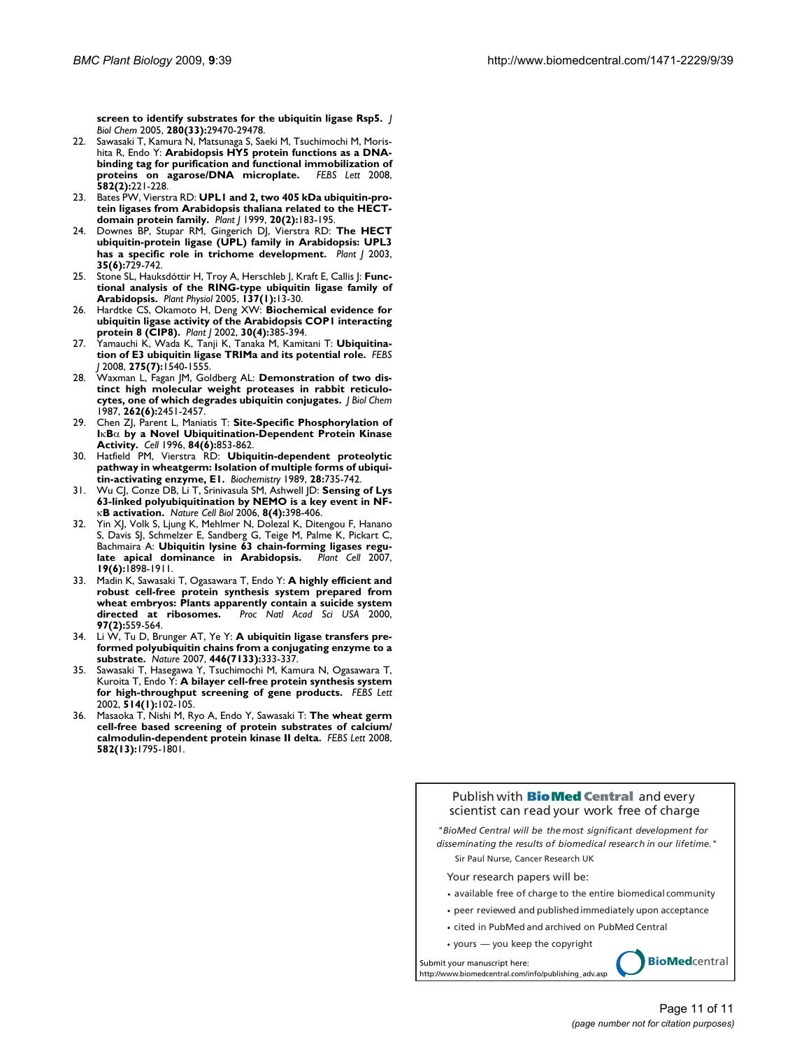screen to identify substrates for the ubiquitin ligase Rsp5. *J Biol Chem* 2005, **280(33):**29470-29478.

22. Sawasaki T, Kamura N, Matsunaga S, Saeki M, Tsuchimochi M, Morishita R, Endo Y: **Arabidopsis HY5 protein functions as a DNA-binding tag for purification and functional immobilization of proteins on agarose/DNA microplate.** *FEBS Lett* 2008, **582(2):**221-228.
23. Bates PW, Vierstra RD: **UPL1 and 2, two 405 kDa ubiquitin-protein ligases from Arabidopsis thaliana related to the HECT-domain protein family.** *Plant J* 1999, **20(2):**183-195.
24. Downes BP, Stupar RM, Gingerich DJ, Vierstra RD: **The HECT ubiquitin-protein ligase (UPL) family in Arabidopsis: UPL3 has a specific role in trichome development.** *Plant J* 2003, **35(6):**729-742.
25. Stone SL, Hauksdóttir H, Troy A, Herschleb J, Kraft E, Callis J: **Functional analysis of the RING-type ubiquitin ligase family of Arabidopsis.** *Plant Physiol* 2005, **137(1):**13-30.
26. Hardtke CS, Okamoto H, Deng XW: **Biochemical evidence for ubiquitin ligase activity of the Arabidopsis COP1 interacting protein 8 (CIP8).** *Plant J* 2002, **30(4):**385-394.
27. Yamauchi K, Wada K, Tanji K, Tanaka M, Kamitani T: **Ubiquitination of E3 ubiquitin ligase TRIMa and its potential role.** *FEBS J* 2008, **275(7):**1540-1555.
28. Waxman L, Fagan JM, Goldberg AL: **Demonstration of two distinct high molecular weight proteases in rabbit reticulocytes, one of which degrades ubiquitin conjugates.** *J Biol Chem* 1987, **262(6):**2451-2457.
29. Chen ZJ, Parent L, Maniatis T: **Site-Specific Phosphorylation of IκBα by a Novel Ubiquitination-Dependent Protein Kinase Activity.** *Cell* 1996, **84(6):**853-862.
30. Hatfield PM, Vierstra RD: **Ubiquitin-dependent proteolytic pathway in wheatgerm: Isolation of multiple forms of ubiquitin-activating enzyme, E1.** *Biochemistry* 1989, **28:**735-742.
31. Wu CJ, Conze DB, Li T, Srinivasula SM, Ashwell JD: **Sensing of Lys 63-linked polyubiquitination by NEMO is a key event in NF-κB activation.** *Nature Cell Biol* 2006, **8(4):**398-406.
32. Yin XJ, Volk S, Ljung K, Mehlmer N, Dolezal K, Ditengou F, Hanano S, Davis SJ, Schmelzer E, Sandberg G, Teige M, Palme K, Pickart C, Bachmaira A: **Ubiquitin lysine 63 chain-forming ligases regulate apical dominance in Arabidopsis.** *Plant Cell* 2007, **19(6):**1898-1911.
33. Madin K, Sawasaki T, Ogasawara T, Endo Y: **A highly efficient and robust cell-free protein synthesis system prepared from wheat embryos: Plants apparently contain a suicide system directed at ribosomes.** *Proc Natl Acad Sci USA* 2000, **97(2):**559-564.
34. Li W, Tu D, Brunger AT, Ye Y: **A ubiquitin ligase transfers preformed polyubiquitin chains from a conjugating enzyme to a substrate.** *Nature* 2007, **446(7133):**333-337.
35. Sawasaki T, Hasegawa Y, Tsuchimochi M, Kamura N, Ogasawara T, Kuroita T, Endo Y: **A bilayer cell-free protein synthesis system for high-throughput screening of gene products.** *FEBS Lett* 2002, **514(1):**102-105.
36. Masaoka T, Nishi M, Ryo A, Endo Y, Sawasaki T: **The wheat germ cell-free based screening of protein substrates of calcium/calmodulin-dependent protein kinase II delta.** *FEBS Lett* 2008, **582(13):**1795-1801.

Publish with **BioMed Central** and every scientist can read your work free of charge

*"BioMed Central will be the most significant development for disseminating the results of biomedical research in our lifetime."*

Sir Paul Nurse, Cancer Research UK

Your research papers will be:

- available free of charge to the entire biomedical community
- peer reviewed and published immediately upon acceptance
- cited in PubMed and archived on PubMed Central
- yours — you keep the copyright

Submit your manuscript here:
http://www.biomedcentral.com/info/publishing_adv.asp

**BioMed**central